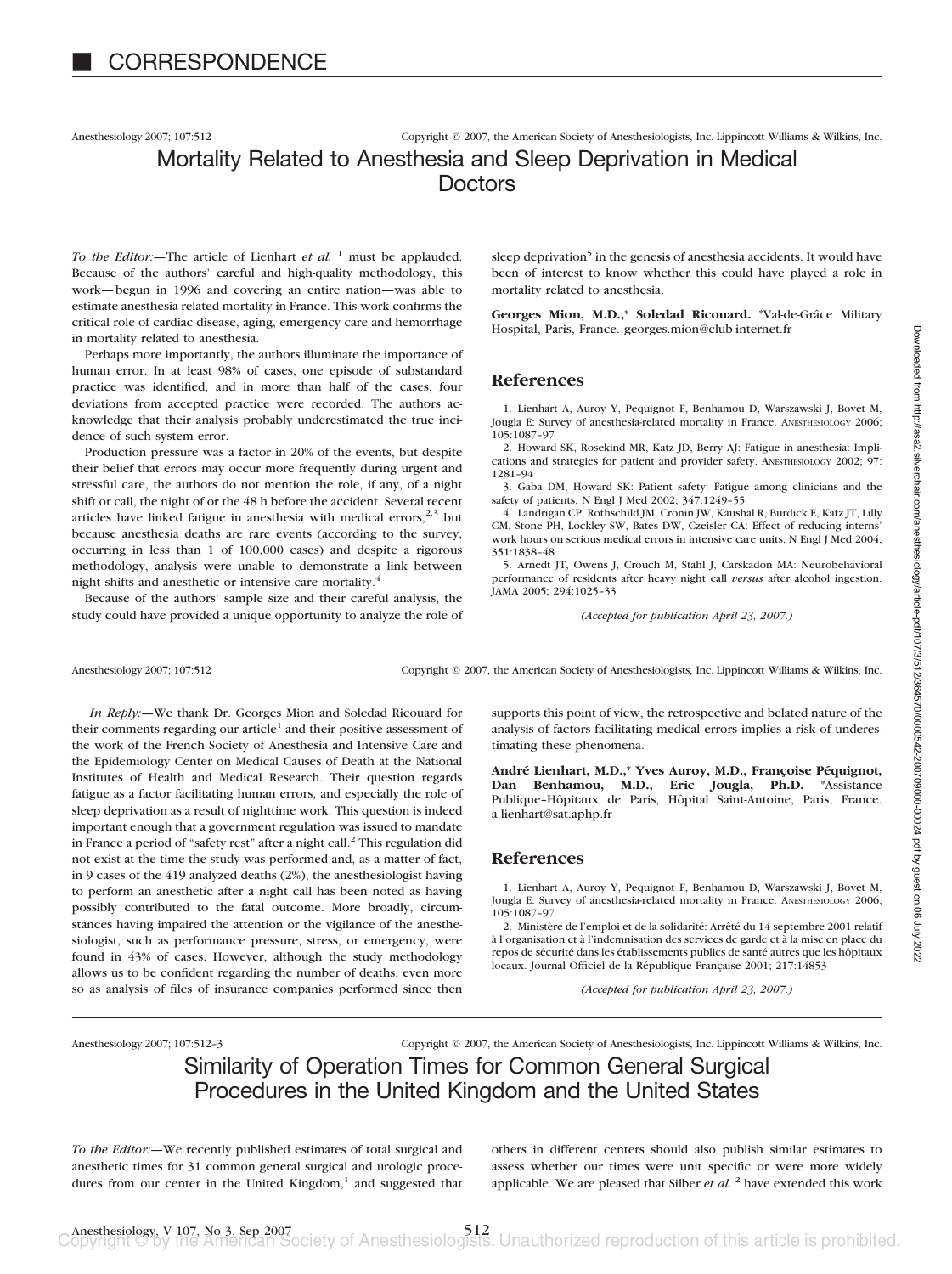# CORRESPONDENCE

## Mortality Related to Anesthesia and Sleep Deprivation in Medical Doctors

*To the Editor:*—The article of Lienhart *et al.* [1] must be applauded. Because of the authors' careful and high-quality methodology, this work—begun in 1996 and covering an entire nation—was able to estimate anesthesia-related mortality in France. This work confirms the critical role of cardiac disease, aging, emergency care and hemorrhage in mortality related to anesthesia.

Perhaps more importantly, the authors illuminate the importance of human error. In at least 98% of cases, one episode of substandard practice was identified, and in more than half of the cases, four deviations from accepted practice were recorded. The authors acknowledge that their analysis probably underestimated the true incidence of such system error.

Production pressure was a factor in 20% of the events, but despite their belief that errors may occur more frequently during urgent and stressful care, the authors do not mention the role, if any, of a night shift or call, the night of or the 48 h before the accident. Several recent articles have linked fatigue in anesthesia with medical errors,[2,3] but because anesthesia deaths are rare events (according to the survey, occurring in less than 1 of 100,000 cases) and despite a rigorous methodology, analysis were unable to demonstrate a link between night shifts and anesthetic or intensive care mortality.[4]

Because of the authors' sample size and their careful analysis, the study could have provided a unique opportunity to analyze the role of sleep deprivation[5] in the genesis of anesthesia accidents. It would have been of interest to know whether this could have played a role in mortality related to anesthesia.

**Georges Mion, M.D.,\* Soledad Ricouard.** \*Val-de-Grâce Military Hospital, Paris, France. georges.mion@club-internet.fr

### References

1. Lienhart A, Auroy Y, Pequignot F, Benhamou D, Warszawski J, Bovet M, Jougla E: Survey of anesthesia-related mortality in France. ANESTHESIOLOGY 2006; 105:1087–97
2. Howard SK, Rosekind MR, Katz JD, Berry AJ: Fatigue in anesthesia: Implications and strategies for patient and provider safety. ANESTHESIOLOGY 2002; 97:1281–94
3. Gaba DM, Howard SK: Patient safety: Fatigue among clinicians and the safety of patients. N Engl J Med 2002; 347:1249–55
4. Landrigan CP, Rothschild JM, Cronin JW, Kaushal R, Burdick E, Katz JT, Lilly CM, Stone PH, Lockley SW, Bates DW, Czeisler CA: Effect of reducing interns' work hours on serious medical errors in intensive care units. N Engl J Med 2004; 351:1838–48
5. Arnedt JT, Owens J, Crouch M, Stahl J, Carskadon MA: Neurobehavioral performance of residents after heavy night call *versus* after alcohol ingestion. JAMA 2005; 294:1025–33

*(Accepted for publication April 23, 2007.)*

---

*In Reply:*—We thank Dr. Georges Mion and Soledad Ricouard for their comments regarding our article[1] and their positive assessment of the work of the French Society of Anesthesia and Intensive Care and the Epidemiology Center on Medical Causes of Death at the National Institutes of Health and Medical Research. Their question regards fatigue as a factor facilitating human errors, and especially the role of sleep deprivation as a result of nighttime work. This question is indeed important enough that a government regulation was issued to mandate in France a period of "safety rest" after a night call.[2] This regulation did not exist at the time the study was performed and, as a matter of fact, in 9 cases of the 419 analyzed deaths (2%), the anesthesiologist having to perform an anesthetic after a night call has been noted as having possibly contributed to the fatal outcome. More broadly, circumstances having impaired the attention or the vigilance of the anesthesiologist, such as performance pressure, stress, or emergency, were found in 43% of cases. However, although the study methodology allows us to be confident regarding the number of deaths, even more so as analysis of files of insurance companies performed since then supports this point of view, the retrospective and belated nature of the analysis of factors facilitating medical errors implies a risk of underestimating these phenomena.

**André Lienhart, M.D.,\* Yves Auroy, M.D., Françoise Péquignot, Dan Benhamou, M.D., Eric Jougla, Ph.D.** \*Assistance Publique–Hôpitaux de Paris, Hôpital Saint-Antoine, Paris, France. a.lienhart@sat.aphp.fr

### References

1. Lienhart A, Auroy Y, Pequignot F, Benhamou D, Warszawski J, Bovet M, Jougla E: Survey of anesthesia-related mortality in France. ANESTHESIOLOGY 2006; 105:1087–97
2. Ministère de l'emploi et de la solidarité: Arrêté du 14 septembre 2001 relatif à l'organisation et à l'indemnisation des services de garde et à la mise en place du repos de sécurité dans les établissements publics de santé autres que les hôpitaux locaux. Journal Officiel de la République Française 2001; 217:14853

*(Accepted for publication April 23, 2007.)*

---

## Similarity of Operation Times for Common General Surgical Procedures in the United Kingdom and the United States

*To the Editor:*—We recently published estimates of total surgical and anesthetic times for 31 common general surgical and urologic procedures from our center in the United Kingdom,[1] and suggested that others in different centers should also publish similar estimates to assess whether our times were unit specific or were more widely applicable. We are pleased that Silber *et al.* [2] have extended this work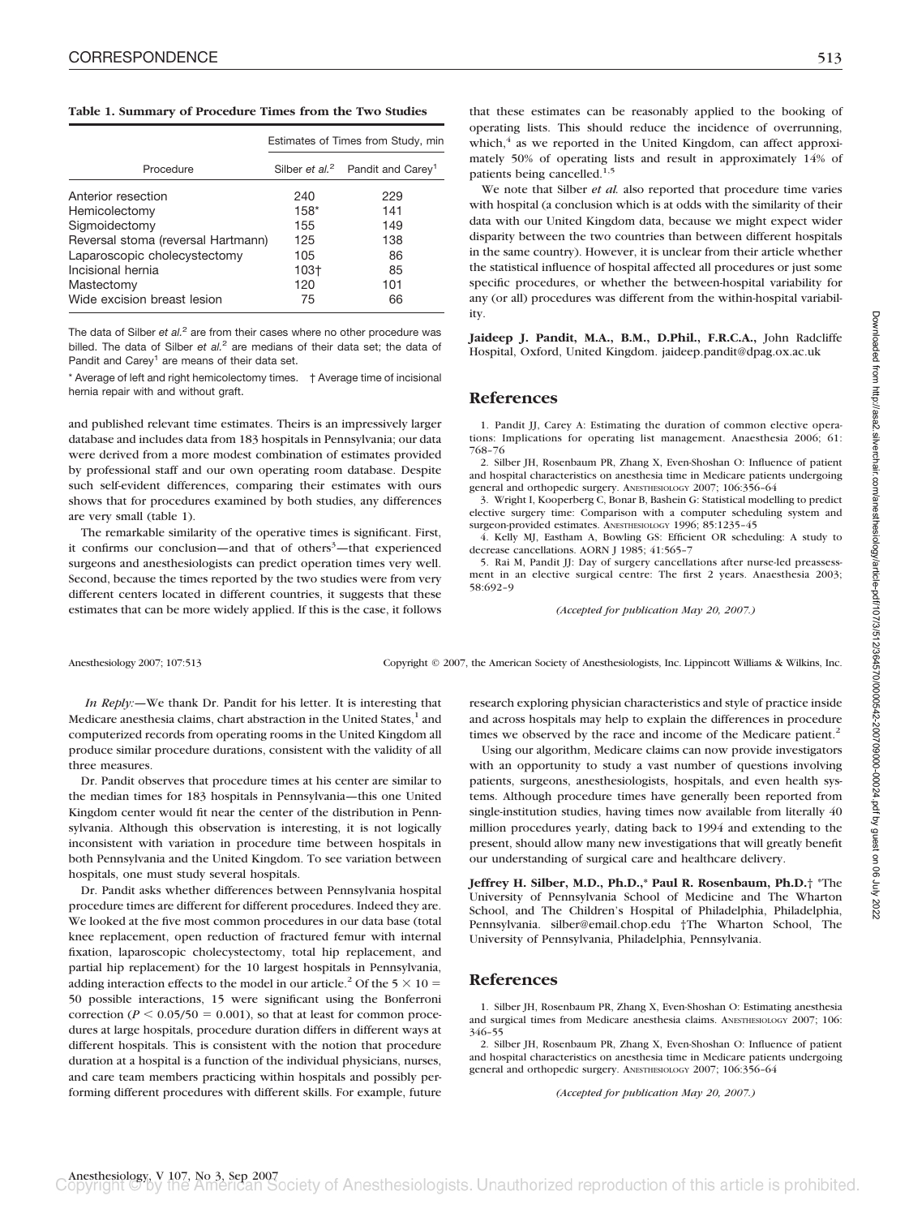**Table 1. Summary of Procedure Times from the Two Studies**

| Procedure | Estimates of Times from Study, min | |
|---|---|---|
| | Silber *et al.*[2] | Pandit and Carey[1] |
| Anterior resection | 240 | 229 |
| Hemicolectomy | 158* | 141 |
| Sigmoidectomy | 155 | 149 |
| Reversal stoma (reversal Hartmann) | 125 | 138 |
| Laparoscopic cholecystectomy | 105 | 86 |
| Incisional hernia | 103† | 85 |
| Mastectomy | 120 | 101 |
| Wide excision breast lesion | 75 | 66 |

The data of Silber *et al.*[2] are from their cases where no other procedure was billed. The data of Silber *et al.*[2] are medians of their data set; the data of Pandit and Carey[1] are means of their data set.

\* Average of left and right hemicolectomy times. † Average time of incisional hernia repair with and without graft.

and published relevant time estimates. Theirs is an impressively larger database and includes data from 183 hospitals in Pennsylvania; our data were derived from a more modest combination of estimates provided by professional staff and our own operating room database. Despite such self-evident differences, comparing their estimates with ours shows that for procedures examined by both studies, any differences are very small (table 1).

The remarkable similarity of the operative times is significant. First, it confirms our conclusion—and that of others[3]—that experienced surgeons and anesthesiologists can predict operation times very well. Second, because the times reported by the two studies were from very different centers located in different countries, it suggests that these estimates that can be more widely applied. If this is the case, it follows that these estimates can be reasonably applied to the booking of operating lists. This should reduce the incidence of overrunning, which,[4] as we reported in the United Kingdom, can affect approximately 50% of operating lists and result in approximately 14% of patients being cancelled.[1,5]

We note that Silber *et al.* also reported that procedure time varies with hospital (a conclusion which is at odds with the similarity of their data with our United Kingdom data, because we might expect wider disparity between the two countries than between different hospitals in the same country). However, it is unclear from their article whether the statistical influence of hospital affected all procedures or just some specific procedures, or whether the between-hospital variability for any (or all) procedures was different from the within-hospital variability.

**Jaideep J. Pandit, M.A., B.M., D.Phil., F.R.C.A.,** John Radcliffe Hospital, Oxford, United Kingdom. jaideep.pandit@dpag.ox.ac.uk

## References

1. Pandit JJ, Carey A: Estimating the duration of common elective operations: Implications for operating list management. Anaesthesia 2006; 61: 768–76
2. Silber JH, Rosenbaum PR, Zhang X, Even-Shoshan O: Influence of patient and hospital characteristics on anesthesia time in Medicare patients undergoing general and orthopedic surgery. ANESTHESIOLOGY 2007; 106:356–64
3. Wright I, Kooperberg C, Bonar B, Bashein G: Statistical modelling to predict elective surgery time: Comparison with a computer scheduling system and surgeon-provided estimates. ANESTHESIOLOGY 1996; 85:1235–45
4. Kelly MJ, Eastham A, Bowling GS: Efficient OR scheduling: A study to decrease cancellations. AORN J 1985; 41:565–7
5. Rai M, Pandit JJ: Day of surgery cancellations after nurse-led preassessment in an elective surgical centre: The first 2 years. Anaesthesia 2003; 58:692–9

*(Accepted for publication May 20, 2007.)*

*In Reply:*—We thank Dr. Pandit for his letter. It is interesting that Medicare anesthesia claims, chart abstraction in the United States,[1] and computerized records from operating rooms in the United Kingdom all produce similar procedure durations, consistent with the validity of all three measures.

Dr. Pandit observes that procedure times at his center are similar to the median times for 183 hospitals in Pennsylvania—this one United Kingdom center would fit near the center of the distribution in Pennsylvania. Although this observation is interesting, it is not logically inconsistent with variation in procedure time between hospitals in both Pennsylvania and the United Kingdom. To see variation between hospitals, one must study several hospitals.

Dr. Pandit asks whether differences between Pennsylvania hospital procedure times are different for different procedures. Indeed they are. We looked at the five most common procedures in our data base (total knee replacement, open reduction of fractured femur with internal fixation, laparoscopic cholecystectomy, total hip replacement, and partial hip replacement) for the 10 largest hospitals in Pennsylvania, adding interaction effects to the model in our article.[2] Of the $5 \times 10 = 50$ possible interactions, 15 were significant using the Bonferroni correction ($P < 0.05/50 = 0.001$), so that at least for common procedures at large hospitals, procedure duration differs in different ways at different hospitals. This is consistent with the notion that procedure duration at a hospital is a function of the individual physicians, nurses, and care team members practicing within hospitals and possibly performing different procedures with different skills. For example, future research exploring physician characteristics and style of practice inside and across hospitals may help to explain the differences in procedure times we observed by the race and income of the Medicare patient.[2]

Using our algorithm, Medicare claims can now provide investigators with an opportunity to study a vast number of questions involving patients, surgeons, anesthesiologists, hospitals, and even health systems. Although procedure times have generally been reported from single-institution studies, having times now available from literally 40 million procedures yearly, dating back to 1994 and extending to the present, should allow many new investigations that will greatly benefit our understanding of surgical care and healthcare delivery.

**Jeffrey H. Silber, M.D., Ph.D.,\* Paul R. Rosenbaum, Ph.D.†** \*The University of Pennsylvania School of Medicine and The Wharton School, and The Children's Hospital of Philadelphia, Philadelphia, Pennsylvania. silber@email.chop.edu †The Wharton School, The University of Pennsylvania, Philadelphia, Pennsylvania.

## References

1. Silber JH, Rosenbaum PR, Zhang X, Even-Shoshan O: Estimating anesthesia and surgical times from Medicare anesthesia claims. ANESTHESIOLOGY 2007; 106: 346–55
2. Silber JH, Rosenbaum PR, Zhang X, Even-Shoshan O: Influence of patient and hospital characteristics on anesthesia time in Medicare patients undergoing general and orthopedic surgery. ANESTHESIOLOGY 2007; 106:356–64

*(Accepted for publication May 20, 2007.)*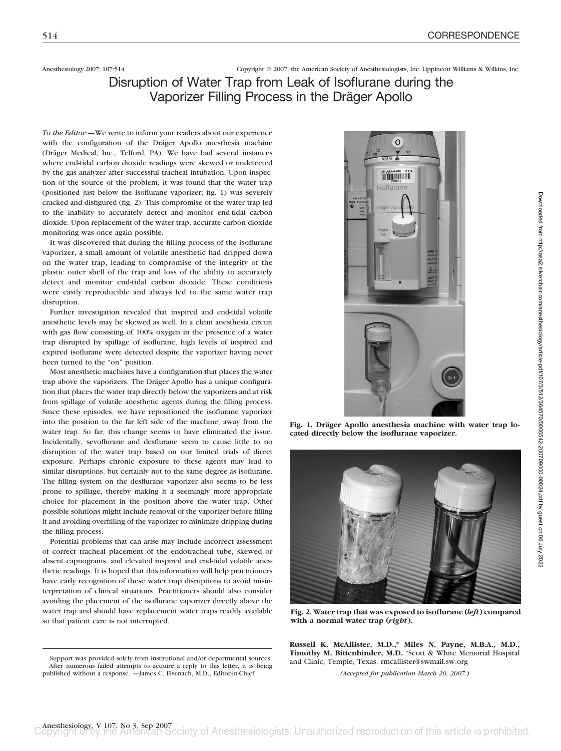Anesthesiology 2007; 107:514 Copyright © 2007, the American Society of Anesthesiologists, Inc. Lippincott Williams & Wilkins, Inc.

# Disruption of Water Trap from Leak of Isoflurane during the Vaporizer Filling Process in the Dräger Apollo

*To the Editor:*—We write to inform your readers about our experience with the configuration of the Dräger Apollo anesthesia machine (Dräger Medical, Inc., Telford, PA). We have had several instances where end-tidal carbon dioxide readings were skewed or undetected by the gas analyzer after successful tracheal intubation. Upon inspection of the source of the problem, it was found that the water trap (positioned just below the isoflurane vaporizer; fig. 1) was severely cracked and disfigured (fig. 2). This compromise of the water trap led to the inability to accurately detect and monitor end-tidal carbon dioxide. Upon replacement of the water trap, accurate carbon dioxide monitoring was once again possible.

It was discovered that during the filling process of the isoflurane vaporizer, a small amount of volatile anesthetic had dripped down on the water trap, leading to compromise of the integrity of the plastic outer shell of the trap and loss of the ability to accurately detect and monitor end-tidal carbon dioxide. These conditions were easily reproducible and always led to the same water trap disruption.

Further investigation revealed that inspired and end-tidal volatile anesthetic levels may be skewed as well. In a clean anesthesia circuit with gas flow consisting of 100% oxygen in the presence of a water trap disrupted by spillage of isoflurane, high levels of inspired and expired isoflurane were detected despite the vaporizer having never been turned to the "on" position.

Most anesthetic machines have a configuration that places the water trap above the vaporizers. The Dräger Apollo has a unique configuration that places the water trap directly below the vaporizers and at risk from spillage of volatile anesthetic agents during the filling process. Since these episodes, we have repositioned the isoflurane vaporizer into the position to the far left side of the machine, away from the water trap. So far, this change seems to have eliminated the issue. Incidentally, sevoflurane and desflurane seem to cause little to no disruption of the water trap based on our limited trials of direct exposure. Perhaps chronic exposure to these agents may lead to similar disruptions, but certainly not to the same degree as isoflurane. The filling system on the desflurane vaporizer also seems to be less prone to spillage, thereby making it a seemingly more appropriate choice for placement in the position above the water trap. Other possible solutions might include removal of the vaporizer before filling it and avoiding overfilling of the vaporizer to minimize dripping during the filling process.

Potential problems that can arise may include incorrect assessment of correct tracheal placement of the endotracheal tube, skewed or absent capnograms, and elevated inspired and end-tidal volatile anesthetic readings. It is hoped that this information will help practitioners have early recognition of these water trap disruptions to avoid misinterpretation of clinical situations. Practitioners should also consider avoiding the placement of the isoflurane vaporizer directly above the water trap and should have replacement water traps readily available so that patient care is not interrupted.

**Fig. 1. Dräger Apollo anesthesia machine with water trap located directly below the isoflurane vaporizer.**

**Fig. 2. Water trap that was exposed to isoflurane (*left*) compared with a normal water trap (*right*).**

**Russell K. McAllister, M.D.,\* Miles N. Payne, M.B.A., M.D., Timothy M. Bittenbinder, M.D.** \*Scott & White Memorial Hospital and Clinic, Temple, Texas. rmcallister@swmail.sw.org

*(Accepted for publication March 20, 2007.)*

Support was provided solely from institutional and/or departmental sources. After numerous failed attempts to acquire a reply to this letter, it is being published without a response. —James C. Eisenach, M.D., Editor-in-Chief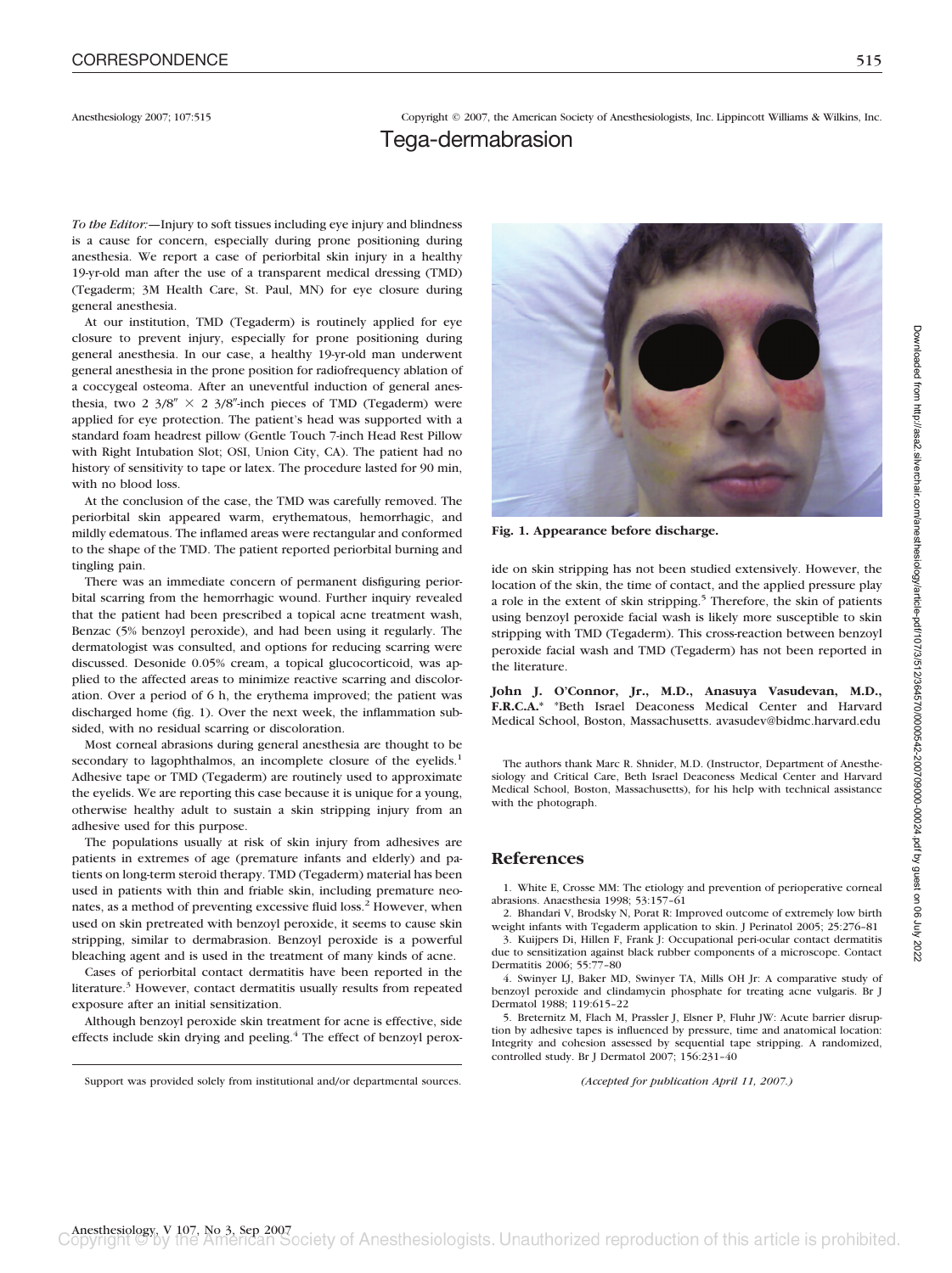# Tega-dermabrasion

*To the Editor:*—Injury to soft tissues including eye injury and blindness is a cause for concern, especially during prone positioning during anesthesia. We report a case of periorbital skin injury in a healthy 19-yr-old man after the use of a transparent medical dressing (TMD) (Tegaderm; 3M Health Care, St. Paul, MN) for eye closure during general anesthesia.

At our institution, TMD (Tegaderm) is routinely applied for eye closure to prevent injury, especially for prone positioning during general anesthesia. In our case, a healthy 19-yr-old man underwent general anesthesia in the prone position for radiofrequency ablation of a coccygeal osteoma. After an uneventful induction of general anesthesia, two 2 3/8″ × 2 3/8″-inch pieces of TMD (Tegaderm) were applied for eye protection. The patient's head was supported with a standard foam headrest pillow (Gentle Touch 7-inch Head Rest Pillow with Right Intubation Slot; OSI, Union City, CA). The patient had no history of sensitivity to tape or latex. The procedure lasted for 90 min, with no blood loss.

At the conclusion of the case, the TMD was carefully removed. The periorbital skin appeared warm, erythematous, hemorrhagic, and mildly edematous. The inflamed areas were rectangular and conformed to the shape of the TMD. The patient reported periorbital burning and tingling pain.

There was an immediate concern of permanent disfiguring periorbital scarring from the hemorrhagic wound. Further inquiry revealed that the patient had been prescribed a topical acne treatment wash, Benzac (5% benzoyl peroxide), and had been using it regularly. The dermatologist was consulted, and options for reducing scarring were discussed. Desonide 0.05% cream, a topical glucocorticoid, was applied to the affected areas to minimize reactive scarring and discoloration. Over a period of 6 h, the erythema improved; the patient was discharged home (fig. 1). Over the next week, the inflammation subsided, with no residual scarring or discoloration.

Most corneal abrasions during general anesthesia are thought to be secondary to lagophthalmos, an incomplete closure of the eyelids.[1] Adhesive tape or TMD (Tegaderm) are routinely used to approximate the eyelids. We are reporting this case because it is unique for a young, otherwise healthy adult to sustain a skin stripping injury from an adhesive used for this purpose.

The populations usually at risk of skin injury from adhesives are patients in extremes of age (premature infants and elderly) and patients on long-term steroid therapy. TMD (Tegaderm) material has been used in patients with thin and friable skin, including premature neonates, as a method of preventing excessive fluid loss.[2] However, when used on skin pretreated with benzoyl peroxide, it seems to cause skin stripping, similar to dermabrasion. Benzoyl peroxide is a powerful bleaching agent and is used in the treatment of many kinds of acne.

Cases of periorbital contact dermatitis have been reported in the literature.[3] However, contact dermatitis usually results from repeated exposure after an initial sensitization.

Although benzoyl peroxide skin treatment for acne is effective, side effects include skin drying and peeling.[4] The effect of benzoyl peroxide on skin stripping has not been studied extensively. However, the location of the skin, the time of contact, and the applied pressure play a role in the extent of skin stripping.[5] Therefore, the skin of patients using benzoyl peroxide facial wash is likely more susceptible to skin stripping with TMD (Tegaderm). This cross-reaction between benzoyl peroxide facial wash and TMD (Tegaderm) has not been reported in the literature.

Support was provided solely from institutional and/or departmental sources.

**Fig. 1. Appearance before discharge.**

**John J. O'Connor, Jr., M.D., Anasuya Vasudevan, M.D., F.R.C.A.*** *Beth Israel Deaconess Medical Center and Harvard Medical School, Boston, Massachusetts. avasudev@bidmc.harvard.edu

The authors thank Marc R. Shnider, M.D. (Instructor, Department of Anesthesiology and Critical Care, Beth Israel Deaconess Medical Center and Harvard Medical School, Boston, Massachusetts), for his help with technical assistance with the photograph.

## References

1. White E, Crosse MM: The etiology and prevention of perioperative corneal abrasions. Anaesthesia 1998; 53:157–61
2. Bhandari V, Brodsky N, Porat R: Improved outcome of extremely low birth weight infants with Tegaderm application to skin. J Perinatol 2005; 25:276–81
3. Kuijpers Di, Hillen F, Frank J: Occupational peri-ocular contact dermatitis due to sensitization against black rubber components of a microscope. Contact Dermatitis 2006; 55:77–80
4. Swinyer LJ, Baker MD, Swinyer TA, Mills OH Jr: A comparative study of benzoyl peroxide and clindamycin phosphate for treating acne vulgaris. Br J Dermatol 1988; 119:615–22
5. Breternitz M, Flach M, Prassler J, Elsner P, Fluhr JW: Acute barrier disruption by adhesive tapes is influenced by pressure, time and anatomical location: Integrity and cohesion assessed by sequential tape stripping. A randomized, controlled study. Br J Dermatol 2007; 156:231–40

*(Accepted for publication April 11, 2007.)*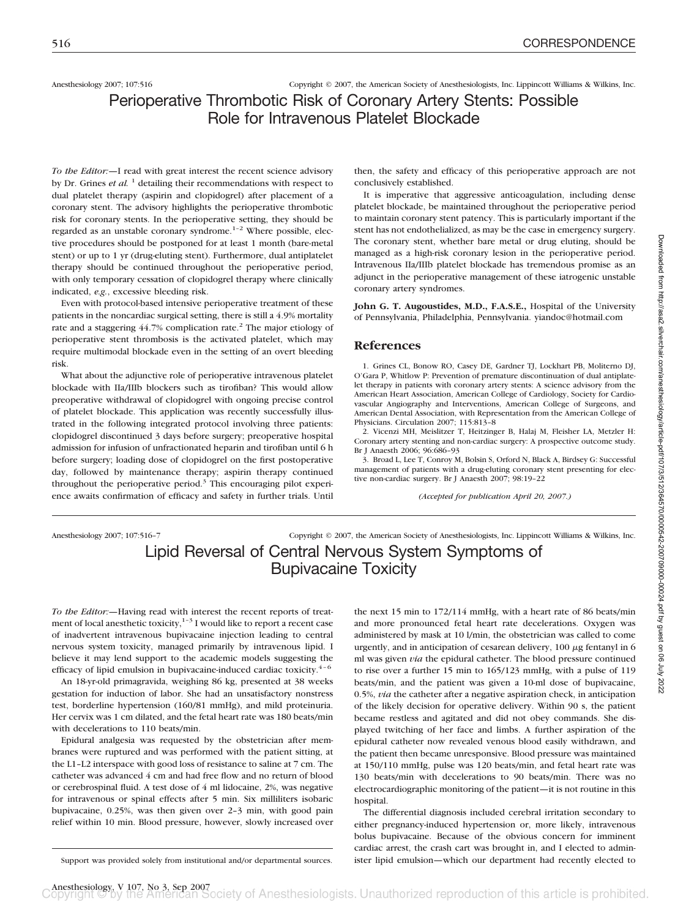Anesthesiology 2007; 107:516 Copyright © 2007, the American Society of Anesthesiologists, Inc. Lippincott Williams & Wilkins, Inc.

# Perioperative Thrombotic Risk of Coronary Artery Stents: Possible Role for Intravenous Platelet Blockade

*To the Editor:*—I read with great interest the recent science advisory by Dr. Grines *et al.* [1] detailing their recommendations with respect to dual platelet therapy (aspirin and clopidogrel) after placement of a coronary stent. The advisory highlights the perioperative thrombotic risk for coronary stents. In the perioperative setting, they should be regarded as an unstable coronary syndrome.[1–2] Where possible, elective procedures should be postponed for at least 1 month (bare-metal stent) or up to 1 yr (drug-eluting stent). Furthermore, dual antiplatelet therapy should be continued throughout the perioperative period, with only temporary cessation of clopidogrel therapy where clinically indicated, *e.g.*, excessive bleeding risk.

Even with protocol-based intensive perioperative treatment of these patients in the noncardiac surgical setting, there is still a 4.9% mortality rate and a staggering 44.7% complication rate.[2] The major etiology of perioperative stent thrombosis is the activated platelet, which may require multimodal blockade even in the setting of an overt bleeding risk.

What about the adjunctive role of perioperative intravenous platelet blockade with IIa/IIIb blockers such as tirofiban? This would allow preoperative withdrawal of clopidogrel with ongoing precise control of platelet blockade. This application was recently successfully illustrated in the following integrated protocol involving three patients: clopidogrel discontinued 3 days before surgery; preoperative hospital admission for infusion of unfractionated heparin and tirofiban until 6 h before surgery; loading dose of clopidogrel on the first postoperative day, followed by maintenance therapy; aspirin therapy continued throughout the perioperative period.[3] This encouraging pilot experience awaits confirmation of efficacy and safety in further trials. Until then, the safety and efficacy of this perioperative approach are not conclusively established.

It is imperative that aggressive anticoagulation, including dense platelet blockade, be maintained throughout the perioperative period to maintain coronary stent patency. This is particularly important if the stent has not endothelialized, as may be the case in emergency surgery. The coronary stent, whether bare metal or drug eluting, should be managed as a high-risk coronary lesion in the perioperative period. Intravenous IIa/IIIb platelet blockade has tremendous promise as an adjunct in the perioperative management of these iatrogenic unstable coronary artery syndromes.

**John G. T. Augoustides, M.D., F.A.S.E.,** Hospital of the University of Pennsylvania, Philadelphia, Pennsylvania. yiandoc@hotmail.com

## References

1. Grines CL, Bonow RO, Casey DE, Gardner TJ, Lockhart PB, Moliterno DJ, O'Gara P, Whitlow P: Prevention of premature discontinuation of dual antiplatelet therapy in patients with coronary artery stents: A science advisory from the American Heart Association, American College of Cardiology, Society for Cardiovascular Angiography and Interventions, American College of Surgeons, and American Dental Association, with Representation from the American College of Physicians. Circulation 2007; 115:813–8
2. Vicenzi MH, Meislitzer T, Heitzinger B, Halaj M, Fleisher LA, Metzler H: Coronary artery stenting and non-cardiac surgery: A prospective outcome study. Br J Anaesth 2006; 96:686–93
3. Broad L, Lee T, Conroy M, Bolsin S, Orford N, Black A, Birdsey G: Successful management of patients with a drug-eluting coronary stent presenting for elective non-cardiac surgery. Br J Anaesth 2007; 98:19–22

*(Accepted for publication April 20, 2007.)*

Anesthesiology 2007; 107:516–7 Copyright © 2007, the American Society of Anesthesiologists, Inc. Lippincott Williams & Wilkins, Inc.

# Lipid Reversal of Central Nervous System Symptoms of Bupivacaine Toxicity

*To the Editor:*—Having read with interest the recent reports of treatment of local anesthetic toxicity,[1–3] I would like to report a recent case of inadvertent intravenous bupivacaine injection leading to central nervous system toxicity, managed primarily by intravenous lipid. I believe it may lend support to the academic models suggesting the efficacy of lipid emulsion in bupivacaine-induced cardiac toxicity.[4–6]

An 18-yr-old primagravida, weighing 86 kg, presented at 38 weeks gestation for induction of labor. She had an unsatisfactory nonstress test, borderline hypertension (160/81 mmHg), and mild proteinuria. Her cervix was 1 cm dilated, and the fetal heart rate was 180 beats/min with decelerations to 110 beats/min.

Epidural analgesia was requested by the obstetrician after membranes were ruptured and was performed with the patient sitting, at the L1–L2 interspace with good loss of resistance to saline at 7 cm. The catheter was advanced 4 cm and had free flow and no return of blood or cerebrospinal fluid. A test dose of 4 ml lidocaine, 2%, was negative for intravenous or spinal effects after 5 min. Six milliliters isobaric bupivacaine, 0.25%, was then given over 2–3 min, with good pain relief within 10 min. Blood pressure, however, slowly increased over the next 15 min to 172/114 mmHg, with a heart rate of 86 beats/min and more pronounced fetal heart rate decelerations. Oxygen was administered by mask at 10 l/min, the obstetrician was called to come urgently, and in anticipation of cesarean delivery, 100 μg fentanyl in 6 ml was given *via* the epidural catheter. The blood pressure continued to rise over a further 15 min to 165/123 mmHg, with a pulse of 119 beats/min, and the patient was given a 10-ml dose of bupivacaine, 0.5%, *via* the catheter after a negative aspiration check, in anticipation of the likely decision for operative delivery. Within 90 s, the patient became restless and agitated and did not obey commands. She displayed twitching of her face and limbs. A further aspiration of the epidural catheter now revealed venous blood easily withdrawn, and the patient then became unresponsive. Blood pressure was maintained at 150/110 mmHg, pulse was 120 beats/min, and fetal heart rate was 130 beats/min with decelerations to 90 beats/min. There was no electrocardiographic monitoring of the patient—it is not routine in this hospital.

The differential diagnosis included cerebral irritation secondary to either pregnancy-induced hypertension or, more likely, intravenous bolus bupivacaine. Because of the obvious concern for imminent cardiac arrest, the crash cart was brought in, and I elected to administer lipid emulsion—which our department had recently elected to

Support was provided solely from institutional and/or departmental sources.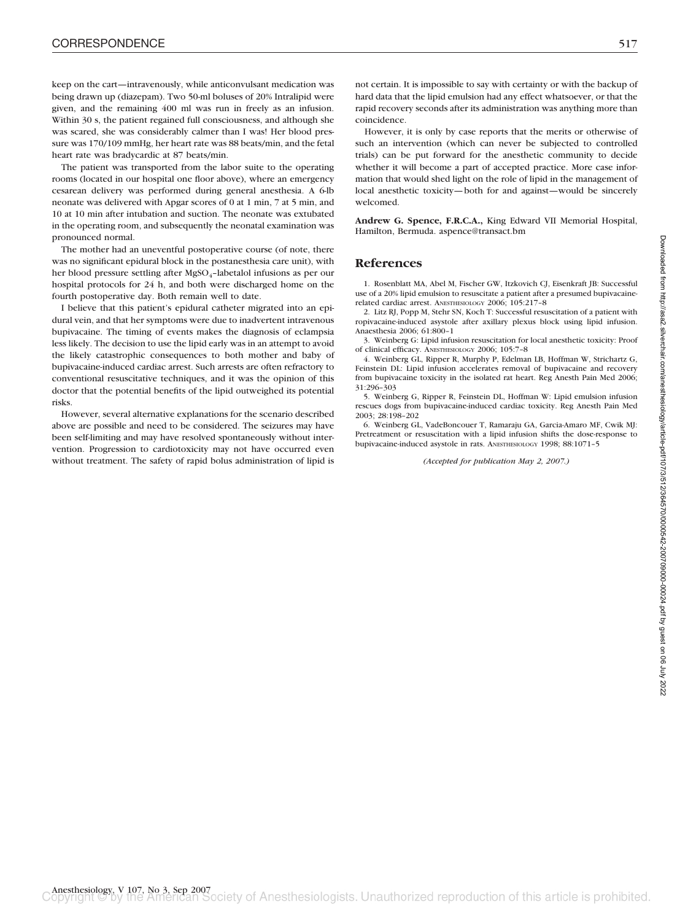keep on the cart—intravenously, while anticonvulsant medication was being drawn up (diazepam). Two 50-ml boluses of 20% Intralipid were given, and the remaining 400 ml was run in freely as an infusion. Within 30 s, the patient regained full consciousness, and although she was scared, she was considerably calmer than I was! Her blood pressure was 170/109 mmHg, her heart rate was 88 beats/min, and the fetal heart rate was bradycardic at 87 beats/min.

The patient was transported from the labor suite to the operating rooms (located in our hospital one floor above), where an emergency cesarean delivery was performed during general anesthesia. A 6-lb neonate was delivered with Apgar scores of 0 at 1 min, 7 at 5 min, and 10 at 10 min after intubation and suction. The neonate was extubated in the operating room, and subsequently the neonatal examination was pronounced normal.

The mother had an uneventful postoperative course (of note, there was no significant epidural block in the postanesthesia care unit), with her blood pressure settling after $MgSO_4$–labetalol infusions as per our hospital protocols for 24 h, and both were discharged home on the fourth postoperative day. Both remain well to date.

I believe that this patient's epidural catheter migrated into an epidural vein, and that her symptoms were due to inadvertent intravenous bupivacaine. The timing of events makes the diagnosis of eclampsia less likely. The decision to use the lipid early was in an attempt to avoid the likely catastrophic consequences to both mother and baby of bupivacaine-induced cardiac arrest. Such arrests are often refractory to conventional resuscitative techniques, and it was the opinion of this doctor that the potential benefits of the lipid outweighed its potential risks.

However, several alternative explanations for the scenario described above are possible and need to be considered. The seizures may have been self-limiting and may have resolved spontaneously without intervention. Progression to cardiotoxicity may not have occurred even without treatment. The safety of rapid bolus administration of lipid is not certain. It is impossible to say with certainty or with the backup of hard data that the lipid emulsion had any effect whatsoever, or that the rapid recovery seconds after its administration was anything more than coincidence.

However, it is only by case reports that the merits or otherwise of such an intervention (which can never be subjected to controlled trials) can be put forward for the anesthetic community to decide whether it will become a part of accepted practice. More case information that would shed light on the role of lipid in the management of local anesthetic toxicity—both for and against—would be sincerely welcomed.

**Andrew G. Spence, F.R.C.A.,** King Edward VII Memorial Hospital, Hamilton, Bermuda. aspence@transact.bm

## References

1. Rosenblatt MA, Abel M, Fischer GW, Itzkovich CJ, Eisenkraft JB: Successful use of a 20% lipid emulsion to resuscitate a patient after a presumed bupivacaine-related cardiac arrest. Anesthesiology 2006; 105:217–8
2. Litz RJ, Popp M, Stehr SN, Koch T: Successful resuscitation of a patient with ropivacaine-induced asystole after axillary plexus block using lipid infusion. Anaesthesia 2006; 61:800–1
3. Weinberg G: Lipid infusion resuscitation for local anesthetic toxicity: Proof of clinical efficacy. Anesthesiology 2006; 105:7–8
4. Weinberg GL, Ripper R, Murphy P, Edelman LB, Hoffman W, Strichartz G, Feinstein DL: Lipid infusion accelerates removal of bupivacaine and recovery from bupivacaine toxicity in the isolated rat heart. Reg Anesth Pain Med 2006; 31:296–303
5. Weinberg G, Ripper R, Feinstein DL, Hoffman W: Lipid emulsion infusion rescues dogs from bupivacaine-induced cardiac toxicity. Reg Anesth Pain Med 2003; 28:198–202
6. Weinberg GL, VadeBoncouer T, Ramaraju GA, Garcia-Amaro MF, Cwik MJ: Pretreatment or resuscitation with a lipid infusion shifts the dose-response to bupivacaine-induced asystole in rats. Anesthesiology 1998; 88:1071–5

*(Accepted for publication May 2, 2007.)*